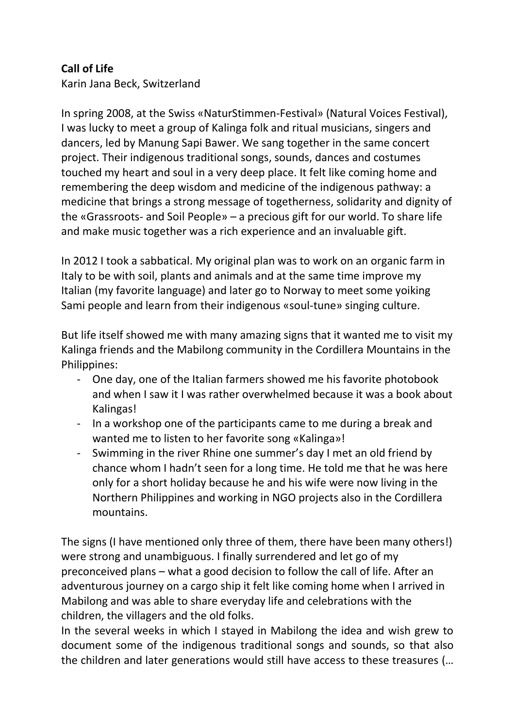**Call of Life**
Karin Jana Beck, Switzerland

In spring 2008, at the Swiss «NaturStimmen-Festival» (Natural Voices Festival), I was lucky to meet a group of Kalinga folk and ritual musicians, singers and dancers, led by Manung Sapi Bawer. We sang together in the same concert project. Their indigenous traditional songs, sounds, dances and costumes touched my heart and soul in a very deep place. It felt like coming home and remembering the deep wisdom and medicine of the indigenous pathway: a medicine that brings a strong message of togetherness, solidarity and dignity of the «Grassroots- and Soil People» – a precious gift for our world. To share life and make music together was a rich experience and an invaluable gift.

In 2012 I took a sabbatical. My original plan was to work on an organic farm in Italy to be with soil, plants and animals and at the same time improve my Italian (my favorite language) and later go to Norway to meet some yoiking Sami people and learn from their indigenous «soul-tune» singing culture.

But life itself showed me with many amazing signs that it wanted me to visit my Kalinga friends and the Mabilong community in the Cordillera Mountains in the Philippines:

- One day, one of the Italian farmers showed me his favorite photobook and when I saw it I was rather overwhelmed because it was a book about Kalingas!
- In a workshop one of the participants came to me during a break and wanted me to listen to her favorite song «Kalinga»!
- Swimming in the river Rhine one summer's day I met an old friend by chance whom I hadn't seen for a long time. He told me that he was here only for a short holiday because he and his wife were now living in the Northern Philippines and working in NGO projects also in the Cordillera mountains.

The signs (I have mentioned only three of them, there have been many others!) were strong and unambiguous. I finally surrendered and let go of my preconceived plans – what a good decision to follow the call of life. After an adventurous journey on a cargo ship it felt like coming home when I arrived in Mabilong and was able to share everyday life and celebrations with the children, the villagers and the old folks.
In the several weeks in which I stayed in Mabilong the idea and wish grew to document some of the indigenous traditional songs and sounds, so that also the children and later generations would still have access to these treasures (…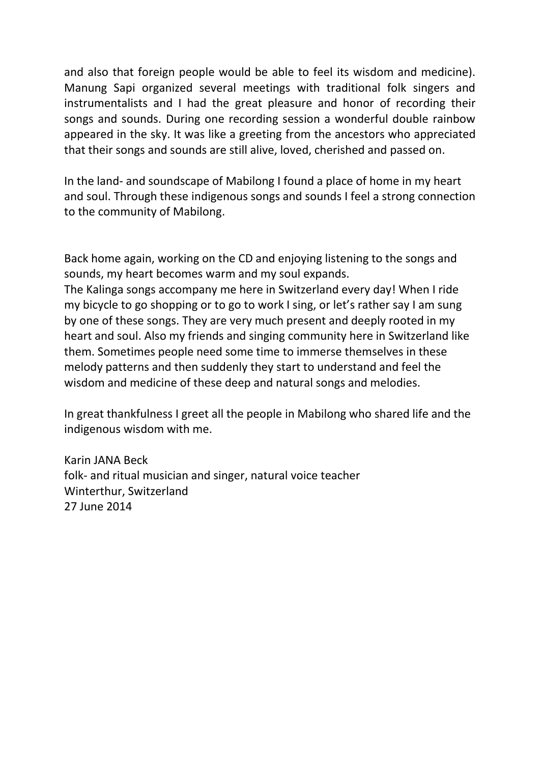and also that foreign people would be able to feel its wisdom and medicine). Manung Sapi organized several meetings with traditional folk singers and instrumentalists and I had the great pleasure and honor of recording their songs and sounds. During one recording session a wonderful double rainbow appeared in the sky. It was like a greeting from the ancestors who appreciated that their songs and sounds are still alive, loved, cherished and passed on.

In the land- and soundscape of Mabilong I found a place of home in my heart and soul. Through these indigenous songs and sounds I feel a strong connection to the community of Mabilong.

Back home again, working on the CD and enjoying listening to the songs and sounds, my heart becomes warm and my soul expands.
The Kalinga songs accompany me here in Switzerland every day! When I ride my bicycle to go shopping or to go to work I sing, or let's rather say I am sung by one of these songs. They are very much present and deeply rooted in my heart and soul. Also my friends and singing community here in Switzerland like them. Sometimes people need some time to immerse themselves in these melody patterns and then suddenly they start to understand and feel the wisdom and medicine of these deep and natural songs and melodies.

In great thankfulness I greet all the people in Mabilong who shared life and the indigenous wisdom with me.

Karin JANA Beck
folk- and ritual musician and singer, natural voice teacher
Winterthur, Switzerland
27 June 2014